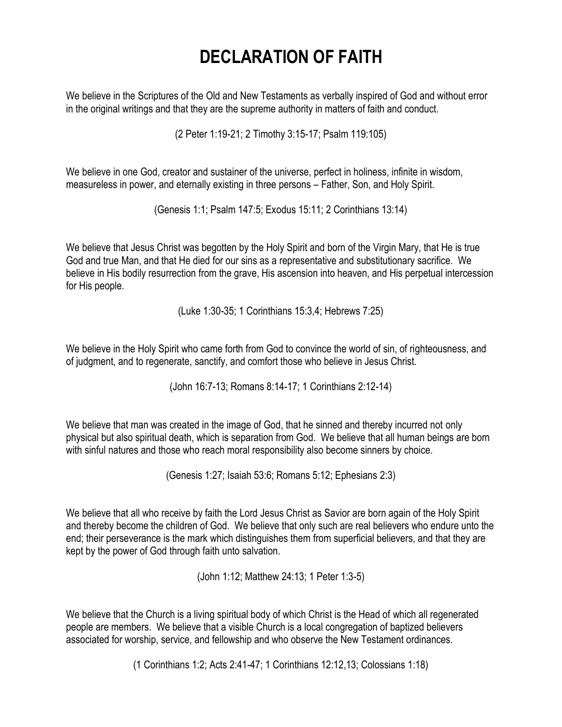# DECLARATION OF FAITH

We believe in the Scriptures of the Old and New Testaments as verbally inspired of God and without error in the original writings and that they are the supreme authority in matters of faith and conduct.

(2 Peter 1:19-21; 2 Timothy 3:15-17; Psalm 119:105)

We believe in one God, creator and sustainer of the universe, perfect in holiness, infinite in wisdom, measureless in power, and eternally existing in three persons – Father, Son, and Holy Spirit.

(Genesis 1:1; Psalm 147:5; Exodus 15:11; 2 Corinthians 13:14)

We believe that Jesus Christ was begotten by the Holy Spirit and born of the Virgin Mary, that He is true God and true Man, and that He died for our sins as a representative and substitutionary sacrifice. We believe in His bodily resurrection from the grave, His ascension into heaven, and His perpetual intercession for His people.

(Luke 1:30-35; 1 Corinthians 15:3,4; Hebrews 7:25)

We believe in the Holy Spirit who came forth from God to convince the world of sin, of righteousness, and of judgment, and to regenerate, sanctify, and comfort those who believe in Jesus Christ.

(John 16:7-13; Romans 8:14-17; 1 Corinthians 2:12-14)

We believe that man was created in the image of God, that he sinned and thereby incurred not only physical but also spiritual death, which is separation from God. We believe that all human beings are born with sinful natures and those who reach moral responsibility also become sinners by choice.

(Genesis 1:27; Isaiah 53:6; Romans 5:12; Ephesians 2:3)

We believe that all who receive by faith the Lord Jesus Christ as Savior are born again of the Holy Spirit and thereby become the children of God. We believe that only such are real believers who endure unto the end; their perseverance is the mark which distinguishes them from superficial believers, and that they are kept by the power of God through faith unto salvation.

(John 1:12; Matthew 24:13; 1 Peter 1:3-5)

We believe that the Church is a living spiritual body of which Christ is the Head of which all regenerated people are members. We believe that a visible Church is a local congregation of baptized believers associated for worship, service, and fellowship and who observe the New Testament ordinances.

(1 Corinthians 1:2; Acts 2:41-47; 1 Corinthians 12:12,13; Colossians 1:18)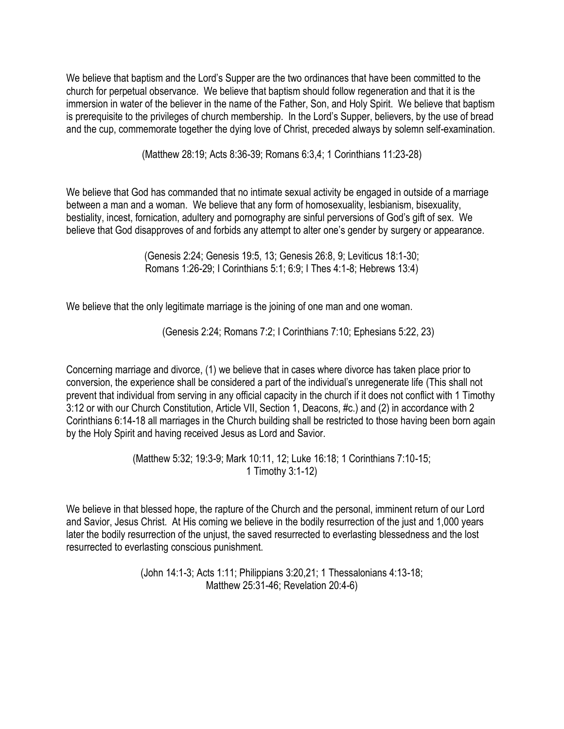We believe that baptism and the Lord's Supper are the two ordinances that have been committed to the church for perpetual observance. We believe that baptism should follow regeneration and that it is the immersion in water of the believer in the name of the Father, Son, and Holy Spirit. We believe that baptism is prerequisite to the privileges of church membership. In the Lord's Supper, believers, by the use of bread and the cup, commemorate together the dying love of Christ, preceded always by solemn self-examination.

(Matthew 28:19; Acts 8:36-39; Romans 6:3,4; 1 Corinthians 11:23-28)

We believe that God has commanded that no intimate sexual activity be engaged in outside of a marriage between a man and a woman. We believe that any form of homosexuality, lesbianism, bisexuality, bestiality, incest, fornication, adultery and pornography are sinful perversions of God's gift of sex. We believe that God disapproves of and forbids any attempt to alter one's gender by surgery or appearance.

(Genesis 2:24; Genesis 19:5, 13; Genesis 26:8, 9; Leviticus 18:1-30; Romans 1:26-29; I Corinthians 5:1; 6:9; I Thes 4:1-8; Hebrews 13:4)

We believe that the only legitimate marriage is the joining of one man and one woman.

(Genesis 2:24; Romans 7:2; I Corinthians 7:10; Ephesians 5:22, 23)

Concerning marriage and divorce, (1) we believe that in cases where divorce has taken place prior to conversion, the experience shall be considered a part of the individual's unregenerate life (This shall not prevent that individual from serving in any official capacity in the church if it does not conflict with 1 Timothy 3:12 or with our Church Constitution, Article VII, Section 1, Deacons, #c.) and (2) in accordance with 2 Corinthians 6:14-18 all marriages in the Church building shall be restricted to those having been born again by the Holy Spirit and having received Jesus as Lord and Savior.

(Matthew 5:32; 19:3-9; Mark 10:11, 12; Luke 16:18; 1 Corinthians 7:10-15; 1 Timothy 3:1-12)

We believe in that blessed hope, the rapture of the Church and the personal, imminent return of our Lord and Savior, Jesus Christ. At His coming we believe in the bodily resurrection of the just and 1,000 years later the bodily resurrection of the unjust, the saved resurrected to everlasting blessedness and the lost resurrected to everlasting conscious punishment.

(John 14:1-3; Acts 1:11; Philippians 3:20,21; 1 Thessalonians 4:13-18; Matthew 25:31-46; Revelation 20:4-6)